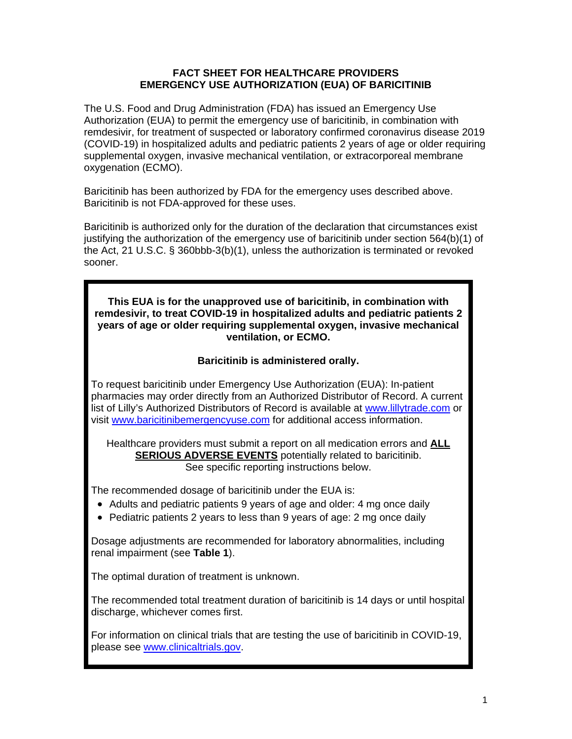# FACT SHEET FOR HEALTHCARE PROVIDERS
# EMERGENCY USE AUTHORIZATION (EUA) OF BARICITINIB

The U.S. Food and Drug Administration (FDA) has issued an Emergency Use Authorization (EUA) to permit the emergency use of baricitinib, in combination with remdesivir, for treatment of suspected or laboratory confirmed coronavirus disease 2019 (COVID-19) in hospitalized adults and pediatric patients 2 years of age or older requiring supplemental oxygen, invasive mechanical ventilation, or extracorporeal membrane oxygenation (ECMO).

Baricitinib has been authorized by FDA for the emergency uses described above. Baricitinib is not FDA-approved for these uses.

Baricitinib is authorized only for the duration of the declaration that circumstances exist justifying the authorization of the emergency use of baricitinib under section 564(b)(1) of the Act, 21 U.S.C. § 360bbb-3(b)(1), unless the authorization is terminated or revoked sooner.

**This EUA is for the unapproved use of baricitinib, in combination with remdesivir, to treat COVID-19 in hospitalized adults and pediatric patients 2 years of age or older requiring supplemental oxygen, invasive mechanical ventilation, or ECMO.**

**Baricitinib is administered orally.**

To request baricitinib under Emergency Use Authorization (EUA): In-patient pharmacies may order directly from an Authorized Distributor of Record. A current list of Lilly's Authorized Distributors of Record is available at www.lillytrade.com or visit www.baricitinibemergencyuse.com for additional access information.

Healthcare providers must submit a report on all medication errors and **ALL SERIOUS ADVERSE EVENTS** potentially related to baricitinib. See specific reporting instructions below.

The recommended dosage of baricitinib under the EUA is:

- Adults and pediatric patients 9 years of age and older: 4 mg once daily
- Pediatric patients 2 years to less than 9 years of age: 2 mg once daily

Dosage adjustments are recommended for laboratory abnormalities, including renal impairment (see **Table 1**).

The optimal duration of treatment is unknown.

The recommended total treatment duration of baricitinib is 14 days or until hospital discharge, whichever comes first.

For information on clinical trials that are testing the use of baricitinib in COVID-19, please see www.clinicaltrials.gov.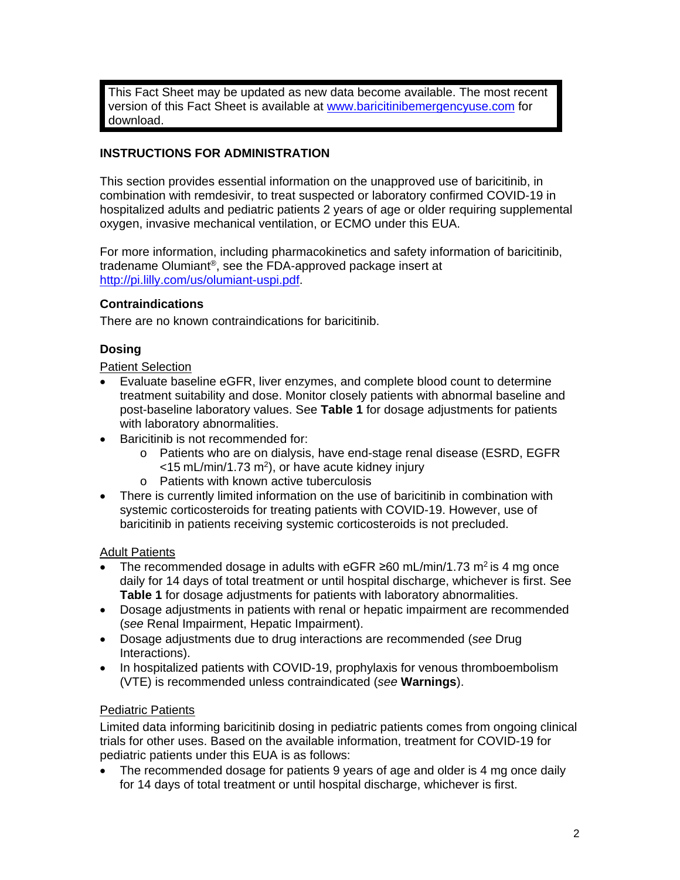> This Fact Sheet may be updated as new data become available. The most recent version of this Fact Sheet is available at www.baricitinibemergencyuse.com for download.

## INSTRUCTIONS FOR ADMINISTRATION

This section provides essential information on the unapproved use of baricitinib, in combination with remdesivir, to treat suspected or laboratory confirmed COVID-19 in hospitalized adults and pediatric patients 2 years of age or older requiring supplemental oxygen, invasive mechanical ventilation, or ECMO under this EUA.

For more information, including pharmacokinetics and safety information of baricitinib, tradename Olumiant®, see the FDA-approved package insert at http://pi.lilly.com/us/olumiant-uspi.pdf.

### Contraindications

There are no known contraindications for baricitinib.

### Dosing

Patient Selection

- Evaluate baseline eGFR, liver enzymes, and complete blood count to determine treatment suitability and dose. Monitor closely patients with abnormal baseline and post-baseline laboratory values. See **Table 1** for dosage adjustments for patients with laboratory abnormalities.
- Baricitinib is not recommended for:
  - Patients who are on dialysis, have end-stage renal disease (ESRD, EGFR <15 mL/min/1.73 $m^2$), or have acute kidney injury
  - Patients with known active tuberculosis
- There is currently limited information on the use of baricitinib in combination with systemic corticosteroids for treating patients with COVID-19. However, use of baricitinib in patients receiving systemic corticosteroids is not precluded.

Adult Patients

- The recommended dosage in adults with eGFR ≥60 mL/min/1.73 $m^2$ is 4 mg once daily for 14 days of total treatment or until hospital discharge, whichever is first. See **Table 1** for dosage adjustments for patients with laboratory abnormalities.
- Dosage adjustments in patients with renal or hepatic impairment are recommended (*see* Renal Impairment, Hepatic Impairment).
- Dosage adjustments due to drug interactions are recommended (*see* Drug Interactions).
- In hospitalized patients with COVID-19, prophylaxis for venous thromboembolism (VTE) is recommended unless contraindicated (*see* **Warnings**).

Pediatric Patients

Limited data informing baricitinib dosing in pediatric patients comes from ongoing clinical trials for other uses. Based on the available information, treatment for COVID-19 for pediatric patients under this EUA is as follows:

- The recommended dosage for patients 9 years of age and older is 4 mg once daily for 14 days of total treatment or until hospital discharge, whichever is first.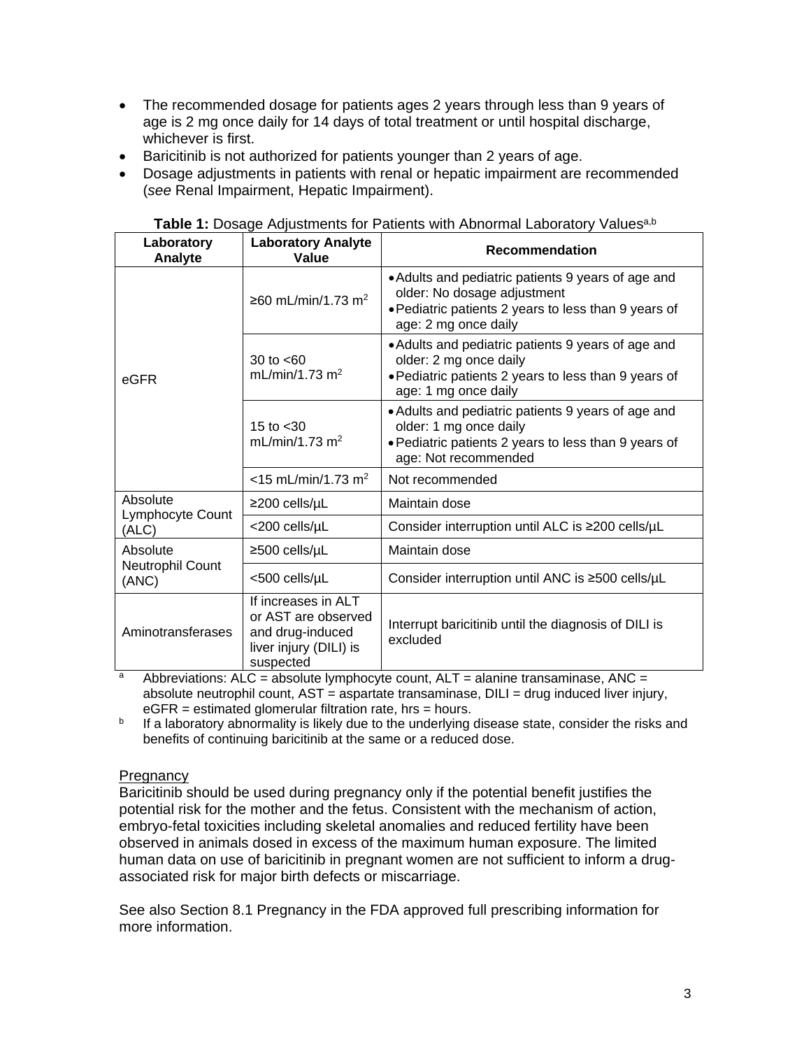- The recommended dosage for patients ages 2 years through less than 9 years of age is 2 mg once daily for 14 days of total treatment or until hospital discharge, whichever is first.
- Baricitinib is not authorized for patients younger than 2 years of age.
- Dosage adjustments in patients with renal or hepatic impairment are recommended (*see* Renal Impairment, Hepatic Impairment).

**Table 1:** Dosage Adjustments for Patients with Abnormal Laboratory Values[a,b]

| Laboratory Analyte | Laboratory Analyte Value | Recommendation |
|---|---|---|
| eGFR | ≥60 mL/min/1.73 $m^2$ | • Adults and pediatric patients 9 years of age and older: No dosage adjustment<br>• Pediatric patients 2 years to less than 9 years of age: 2 mg once daily |
| | 30 to <60 mL/min/1.73 $m^2$ | • Adults and pediatric patients 9 years of age and older: 2 mg once daily<br>• Pediatric patients 2 years to less than 9 years of age: 1 mg once daily |
| | 15 to <30 mL/min/1.73 $m^2$ | • Adults and pediatric patients 9 years of age and older: 1 mg once daily<br>• Pediatric patients 2 years to less than 9 years of age: Not recommended |
| | <15 mL/min/1.73 $m^2$ | Not recommended |
| Absolute Lymphocyte Count (ALC) | ≥200 cells/µL | Maintain dose |
| | <200 cells/µL | Consider interruption until ALC is ≥200 cells/µL |
| Absolute Neutrophil Count (ANC) | ≥500 cells/µL | Maintain dose |
| | <500 cells/µL | Consider interruption until ANC is ≥500 cells/µL |
| Aminotransferases | If increases in ALT or AST are observed and drug-induced liver injury (DILI) is suspected | Interrupt baricitinib until the diagnosis of DILI is excluded |

[a] Abbreviations: ALC = absolute lymphocyte count, ALT = alanine transaminase, ANC = absolute neutrophil count, AST = aspartate transaminase, DILI = drug induced liver injury, eGFR = estimated glomerular filtration rate, hrs = hours.

[b] If a laboratory abnormality is likely due to the underlying disease state, consider the risks and benefits of continuing baricitinib at the same or a reduced dose.

Pregnancy

Baricitinib should be used during pregnancy only if the potential benefit justifies the potential risk for the mother and the fetus. Consistent with the mechanism of action, embryo-fetal toxicities including skeletal anomalies and reduced fertility have been observed in animals dosed in excess of the maximum human exposure. The limited human data on use of baricitinib in pregnant women are not sufficient to inform a drug-associated risk for major birth defects or miscarriage.

See also Section 8.1 Pregnancy in the FDA approved full prescribing information for more information.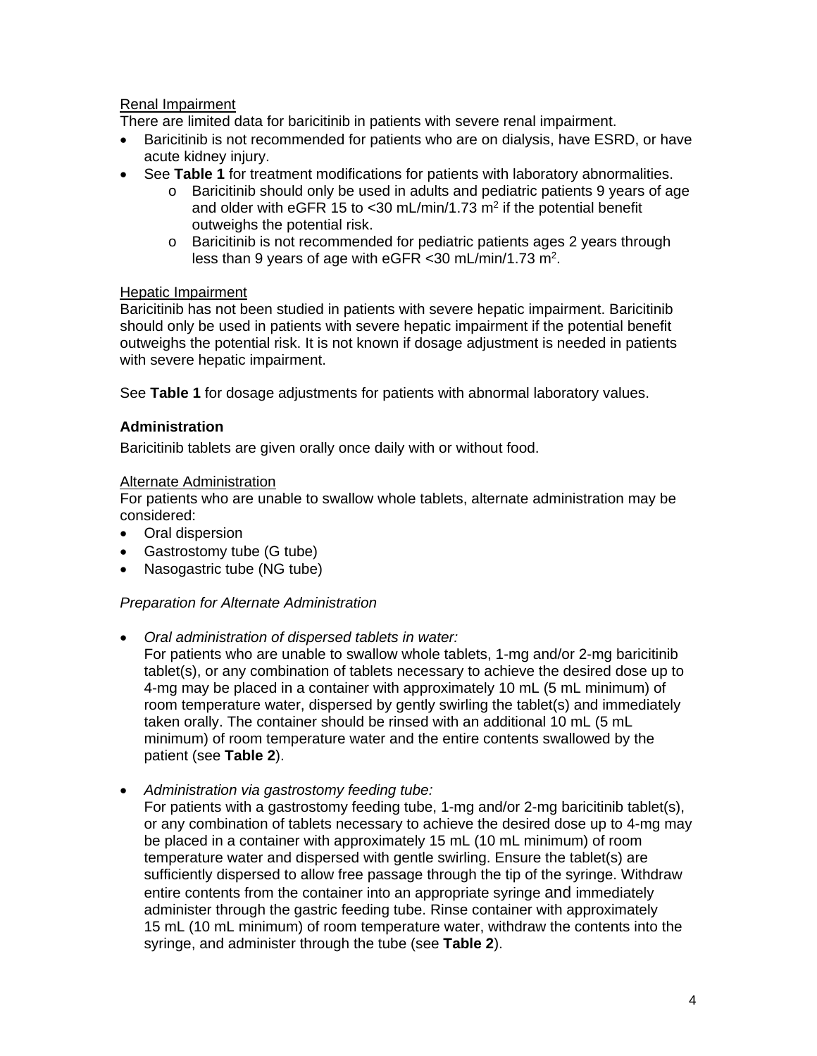Renal Impairment

There are limited data for baricitinib in patients with severe renal impairment.

- Baricitinib is not recommended for patients who are on dialysis, have ESRD, or have acute kidney injury.
- See **Table 1** for treatment modifications for patients with laboratory abnormalities.
    - Baricitinib should only be used in adults and pediatric patients 9 years of age and older with eGFR 15 to <30 mL/min/1.73 $m^2$ if the potential benefit outweighs the potential risk.
    - Baricitinib is not recommended for pediatric patients ages 2 years through less than 9 years of age with eGFR <30 mL/min/1.73 $m^2$.

Hepatic Impairment

Baricitinib has not been studied in patients with severe hepatic impairment. Baricitinib should only be used in patients with severe hepatic impairment if the potential benefit outweighs the potential risk. It is not known if dosage adjustment is needed in patients with severe hepatic impairment.

See **Table 1** for dosage adjustments for patients with abnormal laboratory values.

### Administration

Baricitinib tablets are given orally once daily with or without food.

Alternate Administration

For patients who are unable to swallow whole tablets, alternate administration may be considered:

- Oral dispersion
- Gastrostomy tube (G tube)
- Nasogastric tube (NG tube)

*Preparation for Alternate Administration*

- *Oral administration of dispersed tablets in water:*
  For patients who are unable to swallow whole tablets, 1-mg and/or 2-mg baricitinib tablet(s), or any combination of tablets necessary to achieve the desired dose up to 4-mg may be placed in a container with approximately 10 mL (5 mL minimum) of room temperature water, dispersed by gently swirling the tablet(s) and immediately taken orally. The container should be rinsed with an additional 10 mL (5 mL minimum) of room temperature water and the entire contents swallowed by the patient (see **Table 2**).

- *Administration via gastrostomy feeding tube:*
  For patients with a gastrostomy feeding tube, 1-mg and/or 2-mg baricitinib tablet(s), or any combination of tablets necessary to achieve the desired dose up to 4-mg may be placed in a container with approximately 15 mL (10 mL minimum) of room temperature water and dispersed with gentle swirling. Ensure the tablet(s) are sufficiently dispersed to allow free passage through the tip of the syringe. Withdraw entire contents from the container into an appropriate syringe and immediately administer through the gastric feeding tube. Rinse container with approximately 15 mL (10 mL minimum) of room temperature water, withdraw the contents into the syringe, and administer through the tube (see **Table 2**).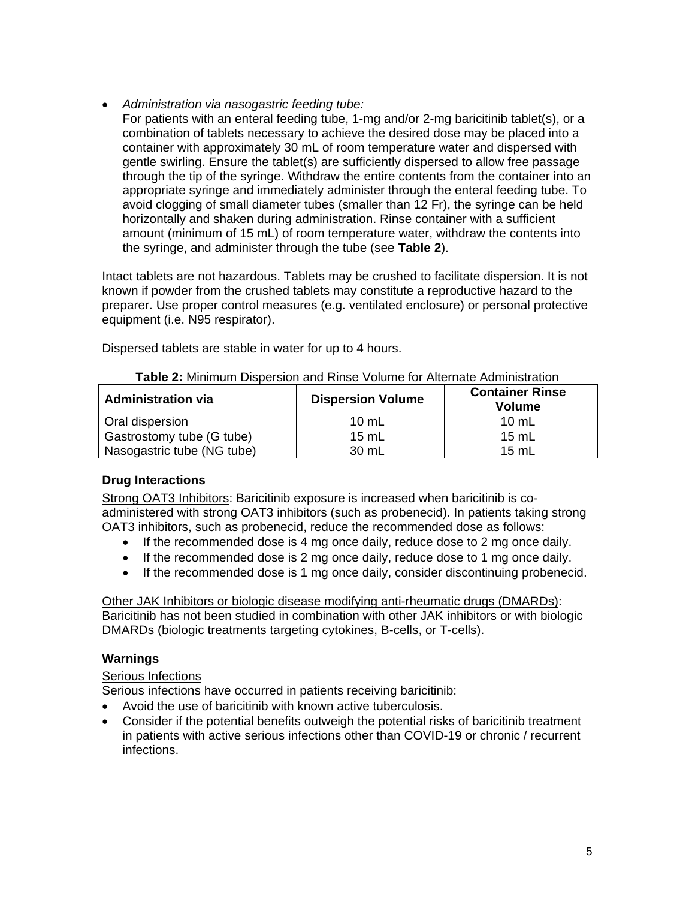- *Administration via nasogastric feeding tube:*
  For patients with an enteral feeding tube, 1-mg and/or 2-mg baricitinib tablet(s), or a combination of tablets necessary to achieve the desired dose may be placed into a container with approximately 30 mL of room temperature water and dispersed with gentle swirling. Ensure the tablet(s) are sufficiently dispersed to allow free passage through the tip of the syringe. Withdraw the entire contents from the container into an appropriate syringe and immediately administer through the enteral feeding tube. To avoid clogging of small diameter tubes (smaller than 12 Fr), the syringe can be held horizontally and shaken during administration. Rinse container with a sufficient amount (minimum of 15 mL) of room temperature water, withdraw the contents into the syringe, and administer through the tube (see **Table 2**).

Intact tablets are not hazardous. Tablets may be crushed to facilitate dispersion. It is not known if powder from the crushed tablets may constitute a reproductive hazard to the preparer. Use proper control measures (e.g. ventilated enclosure) or personal protective equipment (i.e. N95 respirator).

Dispersed tablets are stable in water for up to 4 hours.

**Table 2:** Minimum Dispersion and Rinse Volume for Alternate Administration

| Administration via | Dispersion Volume | Container Rinse Volume |
| --- | --- | --- |
| Oral dispersion | 10 mL | 10 mL |
| Gastrostomy tube (G tube) | 15 mL | 15 mL |
| Nasogastric tube (NG tube) | 30 mL | 15 mL |

### Drug Interactions

<u>Strong OAT3 Inhibitors</u>: Baricitinib exposure is increased when baricitinib is co-administered with strong OAT3 inhibitors (such as probenecid). In patients taking strong OAT3 inhibitors, such as probenecid, reduce the recommended dose as follows:

- If the recommended dose is 4 mg once daily, reduce dose to 2 mg once daily.
- If the recommended dose is 2 mg once daily, reduce dose to 1 mg once daily.
- If the recommended dose is 1 mg once daily, consider discontinuing probenecid.

<u>Other JAK Inhibitors or biologic disease modifying anti-rheumatic drugs (DMARDs)</u>: Baricitinib has not been studied in combination with other JAK inhibitors or with biologic DMARDs (biologic treatments targeting cytokines, B-cells, or T-cells).

### Warnings

<u>Serious Infections</u>

Serious infections have occurred in patients receiving baricitinib:

- Avoid the use of baricitinib with known active tuberculosis.
- Consider if the potential benefits outweigh the potential risks of baricitinib treatment in patients with active serious infections other than COVID-19 or chronic / recurrent infections.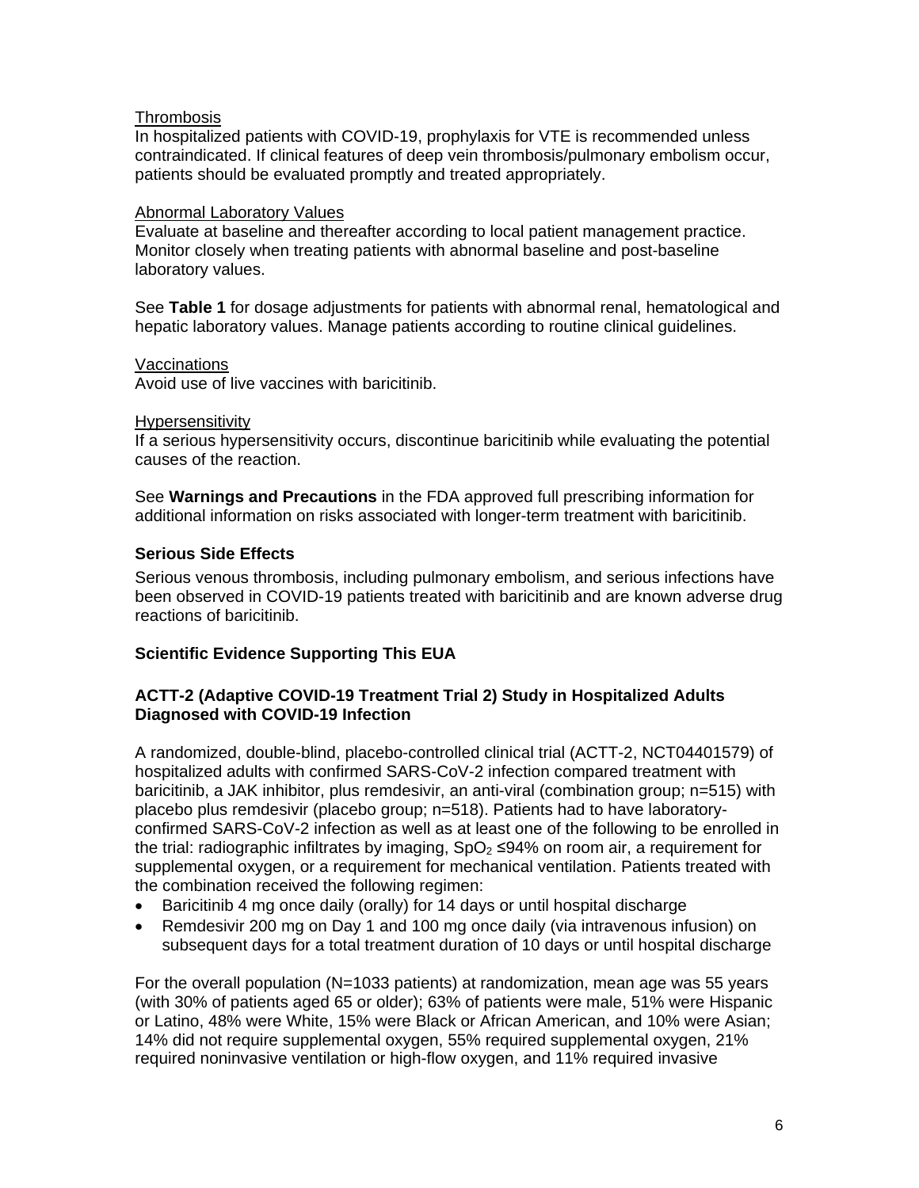Thrombosis

In hospitalized patients with COVID-19, prophylaxis for VTE is recommended unless contraindicated. If clinical features of deep vein thrombosis/pulmonary embolism occur, patients should be evaluated promptly and treated appropriately.

Abnormal Laboratory Values

Evaluate at baseline and thereafter according to local patient management practice. Monitor closely when treating patients with abnormal baseline and post-baseline laboratory values.

See **Table 1** for dosage adjustments for patients with abnormal renal, hematological and hepatic laboratory values. Manage patients according to routine clinical guidelines.

Vaccinations

Avoid use of live vaccines with baricitinib.

Hypersensitivity

If a serious hypersensitivity occurs, discontinue baricitinib while evaluating the potential causes of the reaction.

See **Warnings and Precautions** in the FDA approved full prescribing information for additional information on risks associated with longer-term treatment with baricitinib.

### Serious Side Effects

Serious venous thrombosis, including pulmonary embolism, and serious infections have been observed in COVID-19 patients treated with baricitinib and are known adverse drug reactions of baricitinib.

### Scientific Evidence Supporting This EUA

### ACTT-2 (Adaptive COVID-19 Treatment Trial 2) Study in Hospitalized Adults Diagnosed with COVID-19 Infection

A randomized, double-blind, placebo-controlled clinical trial (ACTT-2, NCT04401579) of hospitalized adults with confirmed SARS-CoV-2 infection compared treatment with baricitinib, a JAK inhibitor, plus remdesivir, an anti-viral (combination group; n=515) with placebo plus remdesivir (placebo group; n=518). Patients had to have laboratory-confirmed SARS-CoV-2 infection as well as at least one of the following to be enrolled in the trial: radiographic infiltrates by imaging, $SpO_2$ ≤94% on room air, a requirement for supplemental oxygen, or a requirement for mechanical ventilation. Patients treated with the combination received the following regimen:

- Baricitinib 4 mg once daily (orally) for 14 days or until hospital discharge
- Remdesivir 200 mg on Day 1 and 100 mg once daily (via intravenous infusion) on subsequent days for a total treatment duration of 10 days or until hospital discharge

For the overall population (N=1033 patients) at randomization, mean age was 55 years (with 30% of patients aged 65 or older); 63% of patients were male, 51% were Hispanic or Latino, 48% were White, 15% were Black or African American, and 10% were Asian; 14% did not require supplemental oxygen, 55% required supplemental oxygen, 21% required noninvasive ventilation or high-flow oxygen, and 11% required invasive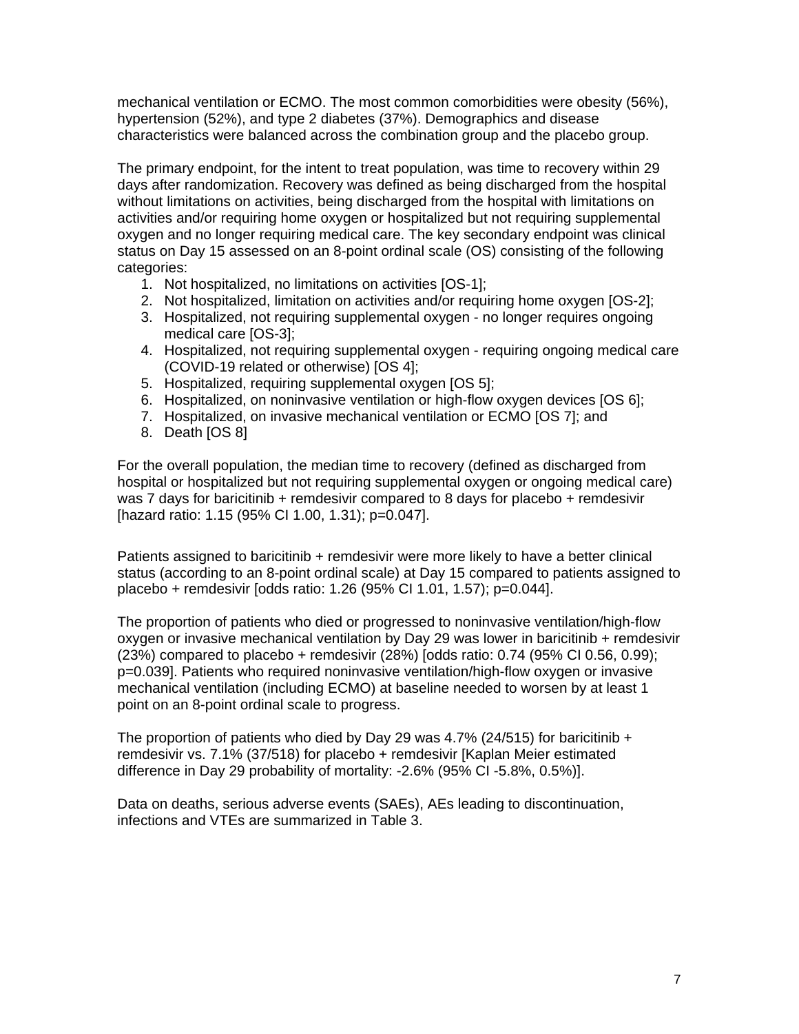mechanical ventilation or ECMO. The most common comorbidities were obesity (56%), hypertension (52%), and type 2 diabetes (37%). Demographics and disease characteristics were balanced across the combination group and the placebo group.

The primary endpoint, for the intent to treat population, was time to recovery within 29 days after randomization. Recovery was defined as being discharged from the hospital without limitations on activities, being discharged from the hospital with limitations on activities and/or requiring home oxygen or hospitalized but not requiring supplemental oxygen and no longer requiring medical care. The key secondary endpoint was clinical status on Day 15 assessed on an 8-point ordinal scale (OS) consisting of the following categories:

1. Not hospitalized, no limitations on activities [OS-1];
2. Not hospitalized, limitation on activities and/or requiring home oxygen [OS-2];
3. Hospitalized, not requiring supplemental oxygen - no longer requires ongoing medical care [OS-3];
4. Hospitalized, not requiring supplemental oxygen - requiring ongoing medical care (COVID-19 related or otherwise) [OS 4];
5. Hospitalized, requiring supplemental oxygen [OS 5];
6. Hospitalized, on noninvasive ventilation or high-flow oxygen devices [OS 6];
7. Hospitalized, on invasive mechanical ventilation or ECMO [OS 7]; and
8. Death [OS 8]

For the overall population, the median time to recovery (defined as discharged from hospital or hospitalized but not requiring supplemental oxygen or ongoing medical care) was 7 days for baricitinib + remdesivir compared to 8 days for placebo + remdesivir [hazard ratio: 1.15 (95% CI 1.00, 1.31); p=0.047].

Patients assigned to baricitinib + remdesivir were more likely to have a better clinical status (according to an 8-point ordinal scale) at Day 15 compared to patients assigned to placebo + remdesivir [odds ratio: 1.26 (95% CI 1.01, 1.57); p=0.044].

The proportion of patients who died or progressed to noninvasive ventilation/high-flow oxygen or invasive mechanical ventilation by Day 29 was lower in baricitinib + remdesivir (23%) compared to placebo + remdesivir (28%) [odds ratio: 0.74 (95% CI 0.56, 0.99); p=0.039]. Patients who required noninvasive ventilation/high-flow oxygen or invasive mechanical ventilation (including ECMO) at baseline needed to worsen by at least 1 point on an 8-point ordinal scale to progress.

The proportion of patients who died by Day 29 was 4.7% (24/515) for baricitinib + remdesivir vs. 7.1% (37/518) for placebo + remdesivir [Kaplan Meier estimated difference in Day 29 probability of mortality: -2.6% (95% CI -5.8%, 0.5%)].

Data on deaths, serious adverse events (SAEs), AEs leading to discontinuation, infections and VTEs are summarized in Table 3.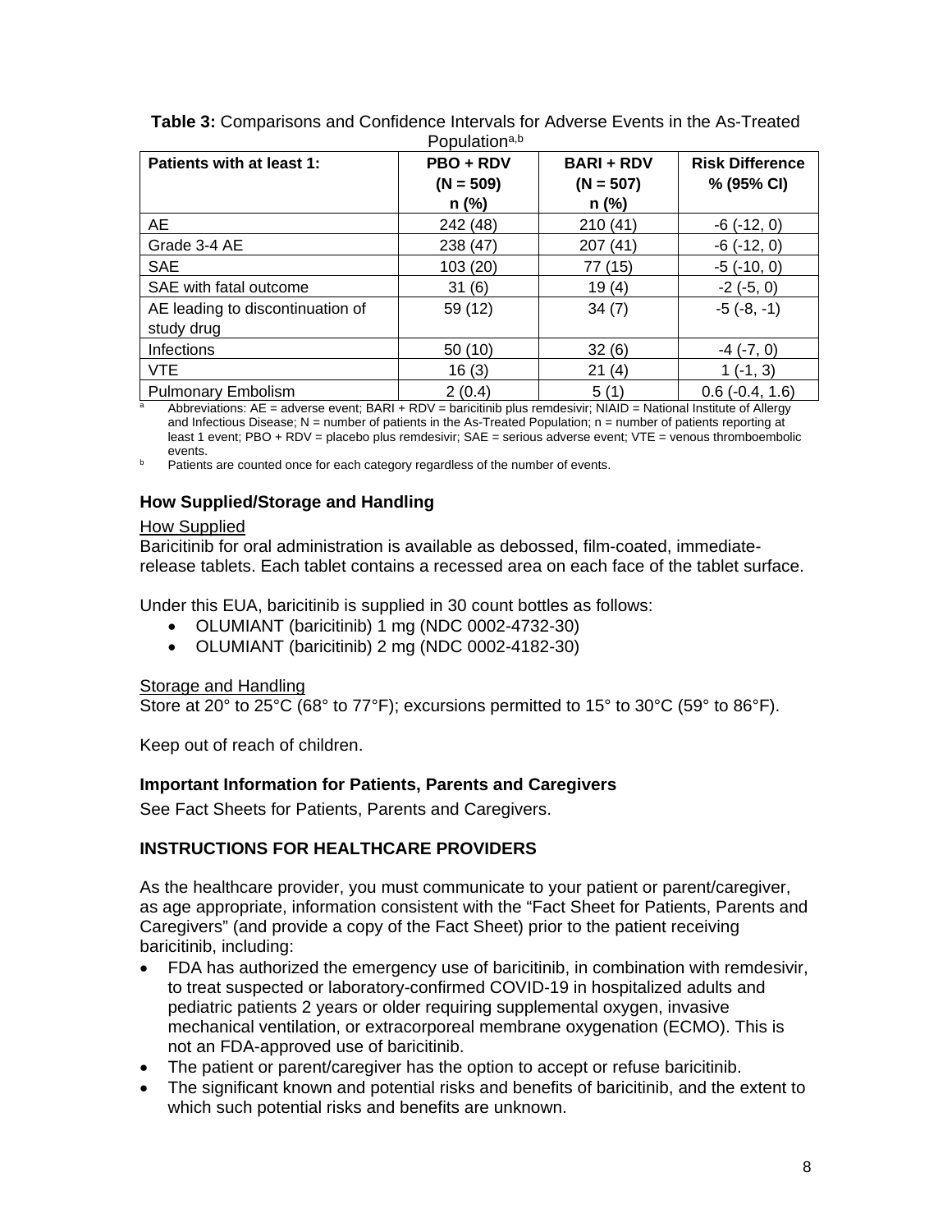**Table 3:** Comparisons and Confidence Intervals for Adverse Events in the As-Treated Population[a,b]

| Patients with at least 1: | PBO + RDV (N = 509) n (%) | BARI + RDV (N = 507) n (%) | Risk Difference % (95% CI) |
|---|---|---|---|
| AE | 242 (48) | 210 (41) | -6 (-12, 0) |
| Grade 3-4 AE | 238 (47) | 207 (41) | -6 (-12, 0) |
| SAE | 103 (20) | 77 (15) | -5 (-10, 0) |
| SAE with fatal outcome | 31 (6) | 19 (4) | -2 (-5, 0) |
| AE leading to discontinuation of study drug | 59 (12) | 34 (7) | -5 (-8, -1) |
| Infections | 50 (10) | 32 (6) | -4 (-7, 0) |
| VTE | 16 (3) | 21 (4) | 1 (-1, 3) |
| Pulmonary Embolism | 2 (0.4) | 5 (1) | 0.6 (-0.4, 1.6) |

[a] Abbreviations: AE = adverse event; BARI + RDV = baricitinib plus remdesivir; NIAID = National Institute of Allergy and Infectious Disease; N = number of patients in the As-Treated Population; n = number of patients reporting at least 1 event; PBO + RDV = placebo plus remdesivir; SAE = serious adverse event; VTE = venous thromboembolic events.

[b] Patients are counted once for each category regardless of the number of events.

### How Supplied/Storage and Handling

How Supplied

Baricitinib for oral administration is available as debossed, film-coated, immediate-release tablets. Each tablet contains a recessed area on each face of the tablet surface.

Under this EUA, baricitinib is supplied in 30 count bottles as follows:

- OLUMIANT (baricitinib) 1 mg (NDC 0002-4732-30)
- OLUMIANT (baricitinib) 2 mg (NDC 0002-4182-30)

Storage and Handling

Store at 20° to 25°C (68° to 77°F); excursions permitted to 15° to 30°C (59° to 86°F).

Keep out of reach of children.

### Important Information for Patients, Parents and Caregivers

See Fact Sheets for Patients, Parents and Caregivers.

### INSTRUCTIONS FOR HEALTHCARE PROVIDERS

As the healthcare provider, you must communicate to your patient or parent/caregiver, as age appropriate, information consistent with the "Fact Sheet for Patients, Parents and Caregivers" (and provide a copy of the Fact Sheet) prior to the patient receiving baricitinib, including:

- FDA has authorized the emergency use of baricitinib, in combination with remdesivir, to treat suspected or laboratory-confirmed COVID-19 in hospitalized adults and pediatric patients 2 years or older requiring supplemental oxygen, invasive mechanical ventilation, or extracorporeal membrane oxygenation (ECMO). This is not an FDA-approved use of baricitinib.
- The patient or parent/caregiver has the option to accept or refuse baricitinib.
- The significant known and potential risks and benefits of baricitinib, and the extent to which such potential risks and benefits are unknown.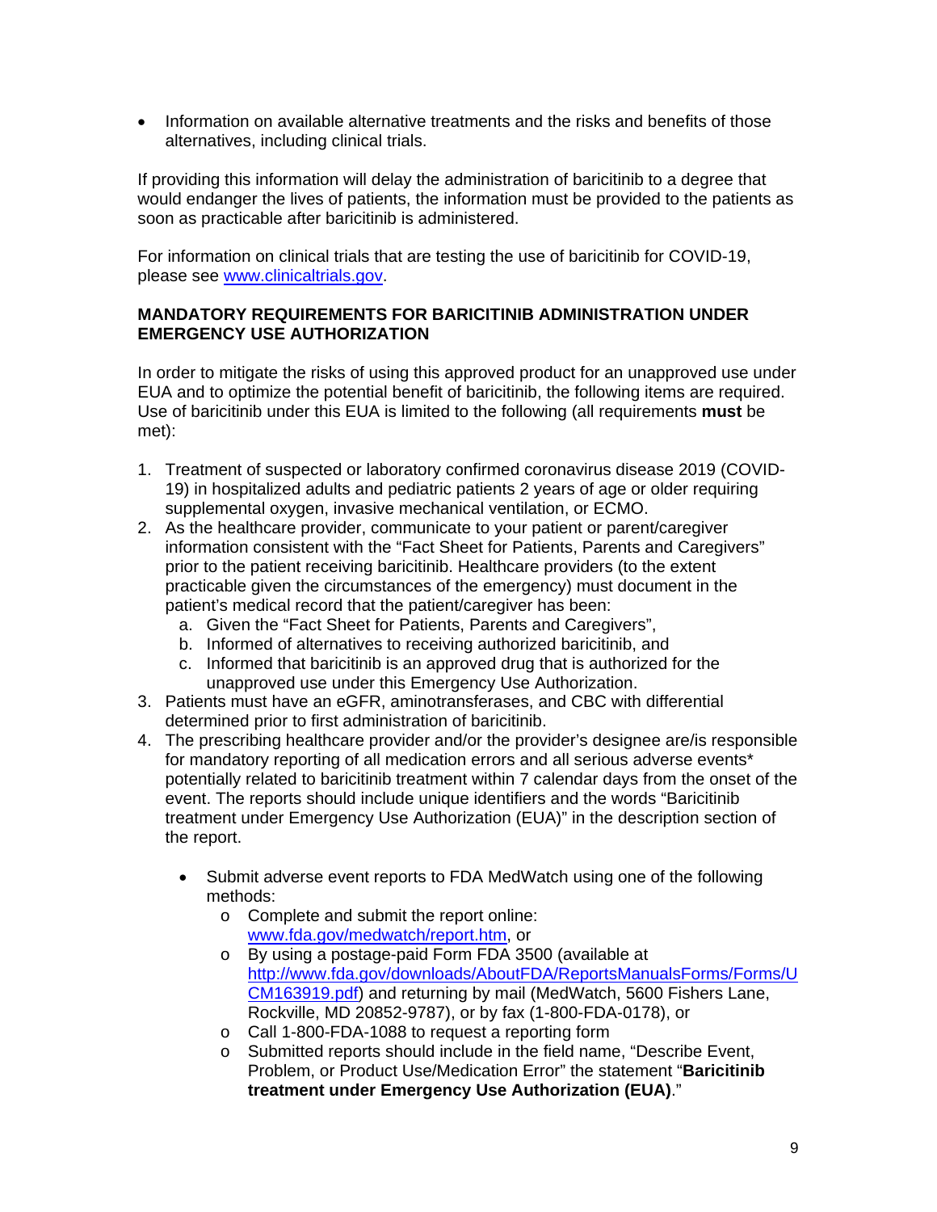- Information on available alternative treatments and the risks and benefits of those alternatives, including clinical trials.

If providing this information will delay the administration of baricitinib to a degree that would endanger the lives of patients, the information must be provided to the patients as soon as practicable after baricitinib is administered.

For information on clinical trials that are testing the use of baricitinib for COVID-19, please see www.clinicaltrials.gov.

**MANDATORY REQUIREMENTS FOR BARICITINIB ADMINISTRATION UNDER EMERGENCY USE AUTHORIZATION**

In order to mitigate the risks of using this approved product for an unapproved use under EUA and to optimize the potential benefit of baricitinib, the following items are required. Use of baricitinib under this EUA is limited to the following (all requirements **must** be met):

1. Treatment of suspected or laboratory confirmed coronavirus disease 2019 (COVID-19) in hospitalized adults and pediatric patients 2 years of age or older requiring supplemental oxygen, invasive mechanical ventilation, or ECMO.
2. As the healthcare provider, communicate to your patient or parent/caregiver information consistent with the "Fact Sheet for Patients, Parents and Caregivers" prior to the patient receiving baricitinib. Healthcare providers (to the extent practicable given the circumstances of the emergency) must document in the patient's medical record that the patient/caregiver has been:
   a. Given the "Fact Sheet for Patients, Parents and Caregivers",
   b. Informed of alternatives to receiving authorized baricitinib, and
   c. Informed that baricitinib is an approved drug that is authorized for the unapproved use under this Emergency Use Authorization.
3. Patients must have an eGFR, aminotransferases, and CBC with differential determined prior to first administration of baricitinib.
4. The prescribing healthcare provider and/or the provider's designee are/is responsible for mandatory reporting of all medication errors and all serious adverse events* potentially related to baricitinib treatment within 7 calendar days from the onset of the event. The reports should include unique identifiers and the words "Baricitinib treatment under Emergency Use Authorization (EUA)" in the description section of the report.

   - Submit adverse event reports to FDA MedWatch using one of the following methods:
     - Complete and submit the report online: www.fda.gov/medwatch/report.htm, or
     - By using a postage-paid Form FDA 3500 (available at http://www.fda.gov/downloads/AboutFDA/ReportsManualsForms/Forms/UCM163919.pdf) and returning by mail (MedWatch, 5600 Fishers Lane, Rockville, MD 20852-9787), or by fax (1-800-FDA-0178), or
     - Call 1-800-FDA-1088 to request a reporting form
     - Submitted reports should include in the field name, "Describe Event, Problem, or Product Use/Medication Error" the statement "**Baricitinib treatment under Emergency Use Authorization (EUA)**."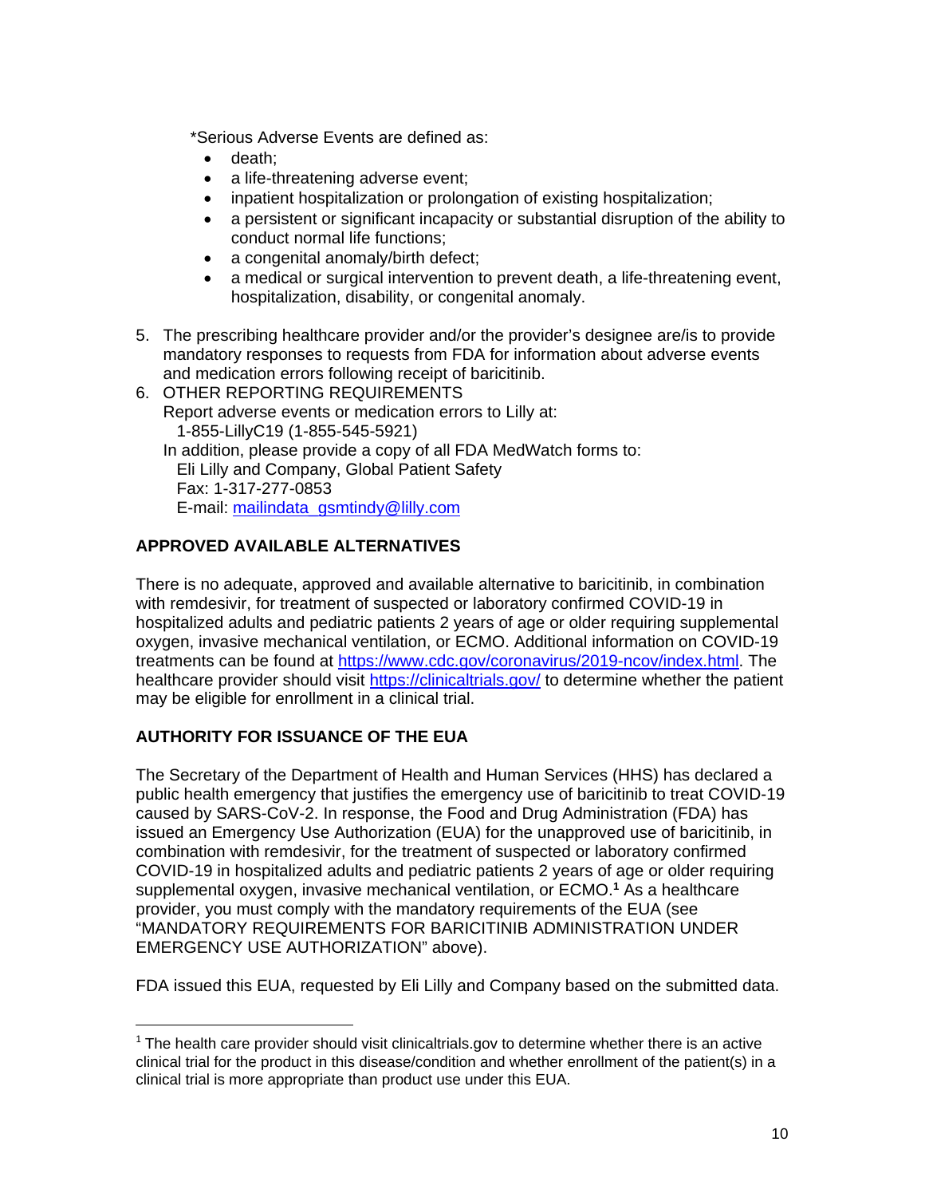*Serious Adverse Events are defined as:

- death;
- a life-threatening adverse event;
- inpatient hospitalization or prolongation of existing hospitalization;
- a persistent or significant incapacity or substantial disruption of the ability to conduct normal life functions;
- a congenital anomaly/birth defect;
- a medical or surgical intervention to prevent death, a life-threatening event, hospitalization, disability, or congenital anomaly.

5. The prescribing healthcare provider and/or the provider's designee are/is to provide mandatory responses to requests from FDA for information about adverse events and medication errors following receipt of baricitinib.
6. OTHER REPORTING REQUIREMENTS
   Report adverse events or medication errors to Lilly at:
   1-855-LillyC19 (1-855-545-5921)
   In addition, please provide a copy of all FDA MedWatch forms to:
   Eli Lilly and Company, Global Patient Safety
   Fax: 1-317-277-0853
   E-mail: mailindata_gsmtindy@lilly.com

**APPROVED AVAILABLE ALTERNATIVES**

There is no adequate, approved and available alternative to baricitinib, in combination with remdesivir, for treatment of suspected or laboratory confirmed COVID-19 in hospitalized adults and pediatric patients 2 years of age or older requiring supplemental oxygen, invasive mechanical ventilation, or ECMO. Additional information on COVID-19 treatments can be found at https://www.cdc.gov/coronavirus/2019-ncov/index.html. The healthcare provider should visit https://clinicaltrials.gov/ to determine whether the patient may be eligible for enrollment in a clinical trial.

**AUTHORITY FOR ISSUANCE OF THE EUA**

The Secretary of the Department of Health and Human Services (HHS) has declared a public health emergency that justifies the emergency use of baricitinib to treat COVID-19 caused by SARS-CoV-2. In response, the Food and Drug Administration (FDA) has issued an Emergency Use Authorization (EUA) for the unapproved use of baricitinib, in combination with remdesivir, for the treatment of suspected or laboratory confirmed COVID-19 in hospitalized adults and pediatric patients 2 years of age or older requiring supplemental oxygen, invasive mechanical ventilation, or ECMO.[1] As a healthcare provider, you must comply with the mandatory requirements of the EUA (see "MANDATORY REQUIREMENTS FOR BARICITINIB ADMINISTRATION UNDER EMERGENCY USE AUTHORIZATION" above).

FDA issued this EUA, requested by Eli Lilly and Company based on the submitted data.

[1] The health care provider should visit clinicaltrials.gov to determine whether there is an active clinical trial for the product in this disease/condition and whether enrollment of the patient(s) in a clinical trial is more appropriate than product use under this EUA.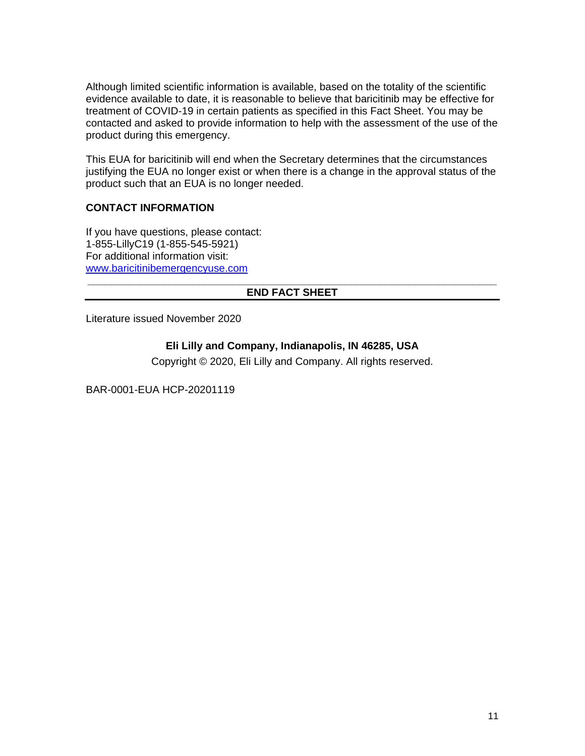Although limited scientific information is available, based on the totality of the scientific evidence available to date, it is reasonable to believe that baricitinib may be effective for treatment of COVID-19 in certain patients as specified in this Fact Sheet. You may be contacted and asked to provide information to help with the assessment of the use of the product during this emergency.

This EUA for baricitinib will end when the Secretary determines that the circumstances justifying the EUA no longer exist or when there is a change in the approval status of the product such that an EUA is no longer needed.

## CONTACT INFORMATION

If you have questions, please contact:
1-855-LillyC19 (1-855-545-5921)
For additional information visit:
www.baricitinibemergencyuse.com

---

**END FACT SHEET**

---

Literature issued November 2020

**Eli Lilly and Company, Indianapolis, IN 46285, USA**

Copyright © 2020, Eli Lilly and Company. All rights reserved.

BAR-0001-EUA HCP-20201119